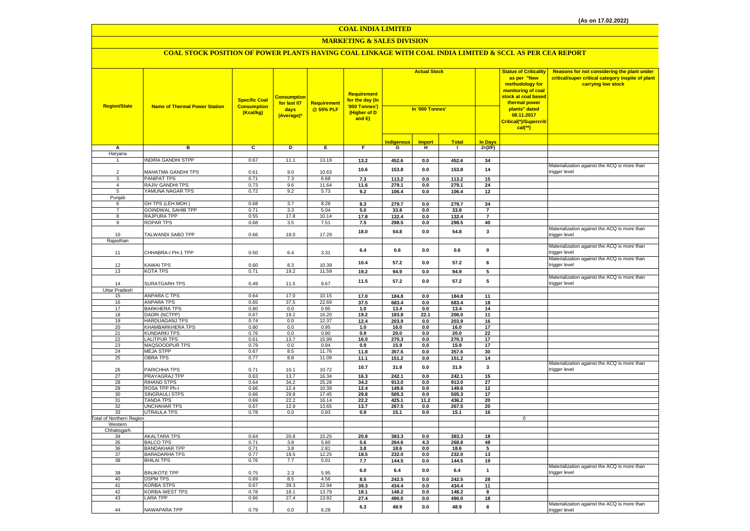(As on 17.02.2022)

# COAL INDIA LIMITED

## MARKETING & SALES DIVISION

### COAL STOCK POSITION OF POWER PLANTS HAVING COAL LINKAGE WITH COAL INDIA LIMITED & SCCL AS PER CEA REPORT

| Region/State | Name of Thermal Power Station | Specific Coal Consumption (Kcal/kg) | Consumption for last 07 days (Average)* | Requirement @ 55% PLF | Requirement for the day (In '000 Tonnes') (Higher of D and E) | Actual Stock In '000 Tonnes' | | | | Status of Criticality as per "New methodology for monitoring of coal stock at coal based thermal power plants" dated 08.11.2017 Critical(*)/Supercritical(**) | Reasons for not considering the plant under critical/super critical category inspite of plant carrying low stock |
|---|---|---|---|---|---|---|---|---|---|---|---|
| | | | | | | Indigenous | Import | Total | In Days | | |
| A | B | C | D | E | F | G | H | I | J=(I/F) | | |
| Haryana | | | | | | | | | | | |
| 1 | INDIRA GANDHI STPP | 0.67 | 11.1 | 13.19 | 13.2 | 452.6 | 0.0 | 452.6 | 34 | | |
| 2 | MAHATMA GANDHI TPS | 0.61 | 9.0 | 10.63 | 10.6 | 153.8 | 0.0 | 153.8 | 14 | | Materialization against the ACQ is more than trigger level |
| 3 | PANIPAT TPS | 0.71 | 7.3 | 6.68 | 7.3 | 113.2 | 0.0 | 113.2 | 15 | | |
| 4 | RAJIV GANDHI TPS | 0.73 | 9.6 | 11.64 | 11.6 | 279.1 | 0.0 | 279.1 | 24 | | |
| 5 | YAMUNA NAGAR TPS | 0.72 | 9.2 | 5.73 | 9.2 | 106.4 | 0.0 | 106.4 | 12 | | |
| Punjab | | | | | | | | | | | |
| 6 | GH TPS (LEH.MOH.) | 0.68 | 3.7 | 8.28 | 8.3 | 279.7 | 0.0 | 279.7 | 34 | | |
| 7 | GOINDWAL SAHIB TPP | 0.71 | 3.3 | 5.04 | 5.0 | 33.8 | 0.0 | 33.8 | 7 | | |
| 8 | RAJPURA TPP | 0.55 | 17.8 | 10.14 | 17.8 | 132.4 | 0.0 | 132.4 | 7 | | |
| 9 | ROPAR TPS | 0.68 | 3.5 | 7.51 | 7.5 | 298.5 | 0.0 | 298.5 | 40 | | |
| 10 | TALWANDI SABO TPP | 0.66 | 18.0 | 17.29 | 18.0 | 54.8 | 0.0 | 54.8 | 3 | | Materialization against the ACQ is more than trigger level |
| Rajasthan | | | | | | | | | | | |
| 11 | CHHABRA-I PH-1 TPP | 0.50 | 6.4 | 3.31 | 6.4 | 0.6 | 0.0 | 0.6 | 0 | | Materialization against the ACQ is more than trigger level |
| 12 | KAWAI TPS | 0.60 | 8.3 | 10.39 | 10.4 | 57.2 | 0.0 | 57.2 | 6 | | Materialization against the ACQ is more than trigger level |
| 13 | KOTA TPS | 0.71 | 19.2 | 11.59 | 19.2 | 94.9 | 0.0 | 94.9 | 5 | | |
| 14 | SURATGARH TPS | 0.49 | 11.5 | 9.67 | 11.5 | 57.2 | 0.0 | 57.2 | 5 | | Materialization against the ACQ is more than trigger level |
| Uttar Pradesh | | | | | | | | | | | |
| 15 | ANPARA C TPS | 0.64 | 17.0 | 10.15 | 17.0 | 184.8 | 0.0 | 184.8 | 11 | | |
| 16 | ANPARA TPS | 0.65 | 37.5 | 22.69 | 37.5 | 683.4 | 0.0 | 683.4 | 18 | | |
| 17 | BARKHERA TPS | 0.80 | 0.0 | 0.95 | 1.0 | 13.4 | 0.0 | 13.4 | 14 | | |
| 18 | DADRI (NCTPP) | 0.67 | 19.2 | 16.20 | 19.2 | 183.8 | 22.1 | 206.0 | 11 | | |
| 19 | HARDUAGANJ TPS | 0.74 | 0.0 | 12.37 | 12.4 | 203.9 | 0.0 | 203.9 | 16 | | |
| 20 | KHAMBARKHERA TPS | 0.80 | 0.0 | 0.95 | 1.0 | 16.0 | 0.0 | 16.0 | 17 | | |
| 21 | KUNDARKI TPS | 0.76 | 0.0 | 0.90 | 0.9 | 20.0 | 0.0 | 20.0 | 22 | | |
| 22 | LALITPUR TPS | 0.61 | 13.7 | 15.99 | 16.0 | 270.3 | 0.0 | 270.3 | 17 | | |
| 23 | MAQSOODPUR TPS | 0.79 | 0.0 | 0.94 | 0.9 | 15.9 | 0.0 | 15.9 | 17 | | |
| 24 | MEJA STPP | 0.67 | 8.5 | 11.76 | 11.8 | 357.6 | 0.0 | 357.6 | 30 | | |
| 25 | OBRA TPS | 0.77 | 8.8 | 11.09 | 11.1 | 151.2 | 0.0 | 151.2 | 14 | | |
| 26 | PARICHHA TPS | 0.71 | 10.1 | 10.72 | 10.7 | 31.9 | 0.0 | 31.9 | 3 | | Materialization against the ACQ is more than trigger level |
| 27 | PRAYAGRAJ TPP | 0.63 | 13.7 | 16.34 | 16.3 | 242.1 | 0.0 | 242.1 | 15 | | |
| 28 | RIHAND STPS | 0.64 | 34.2 | 25.28 | 34.2 | 913.0 | 0.0 | 913.0 | 27 | | |
| 29 | ROSA TPP Ph-I | 0.66 | 12.4 | 10.39 | 12.4 | 149.6 | 0.0 | 149.6 | 12 | | |
| 30 | SINGRAULI STPS | 0.66 | 29.8 | 17.45 | 29.8 | 505.3 | 0.0 | 505.3 | 17 | | |
| 31 | TANDA TPS | 0.69 | 22.2 | 16.14 | 22.2 | 425.1 | 11.2 | 436.2 | 20 | | |
| 32 | UNCHAHAR TPS | 0.67 | 12.9 | 13.65 | 13.7 | 267.5 | 0.0 | 267.5 | 20 | | |
| 33 | UTRAULA TPS | 0.78 | 0.0 | 0.93 | 0.9 | 15.1 | 0.0 | 15.1 | 16 | | |
| Total of Northern Region | | | | | | | | | | 0 | |
| Western | | | | | | | | | | | |
| Chhatisgarh | | | | | | | | | | | |
| 34 | AKALTARA TPS | 0.64 | 20.8 | 15.25 | 20.8 | 383.3 | 0.0 | 383.3 | 18 | | |
| 35 | BALCO TPS | 0.71 | 3.8 | 5.60 | 5.6 | 264.6 | 4.3 | 268.8 | 48 | | |
| 36 | BANDAKHAR TPP | 0.71 | 3.8 | 2.81 | 3.8 | 18.6 | 0.0 | 18.6 | 5 | | |
| 37 | BARADARHA TPS | 0.77 | 18.5 | 12.25 | 18.5 | 232.0 | 0.0 | 232.0 | 13 | | |
| 38 | BHILAI TPS | 0.76 | 7.7 | 5.01 | 7.7 | 144.5 | 0.0 | 144.5 | 19 | | |
| 39 | BINJKOTE TPP | 0.75 | 2.3 | 5.95 | 6.0 | 6.4 | 0.0 | 6.4 | 1 | | Materialization against the ACQ is more than trigger level |
| 40 | DSPM TPS | 0.69 | 8.5 | 4.56 | 8.5 | 242.5 | 0.0 | 242.5 | 28 | | |
| 41 | KORBA STPS | 0.67 | 39.3 | 22.94 | 39.3 | 434.4 | 0.0 | 434.4 | 11 | | |
| 42 | KORBA-WEST TPS | 0.78 | 18.1 | 13.79 | 18.1 | 148.2 | 0.0 | 148.2 | 8 | | |
| 43 | LARA TPP | 0.66 | 27.4 | 13.92 | 27.4 | 490.0 | 0.0 | 490.0 | 18 | | |
| 44 | NAWAPARA TPP | 0.79 | 0.0 | 6.28 | 6.3 | 48.9 | 0.0 | 48.9 | 8 | | Materialization against the ACQ is more than trigger level |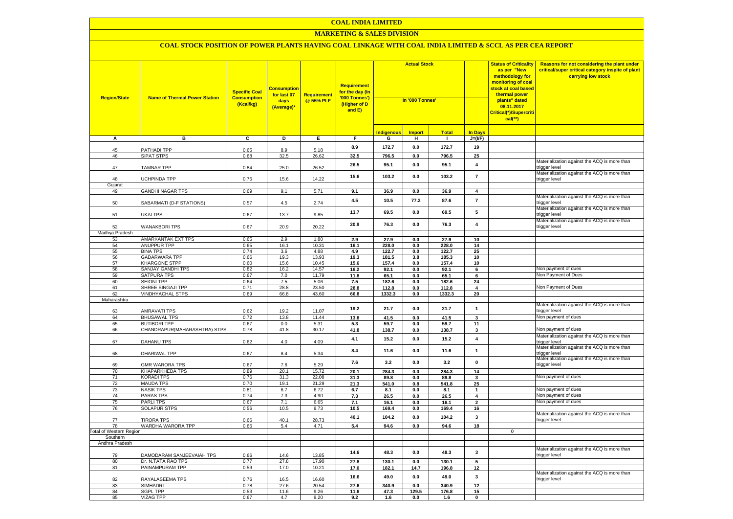# COAL INDIA LIMITED

## MARKETING & SALES DIVISION

### COAL STOCK POSITION OF POWER PLANTS HAVING COAL LINKAGE WITH COAL INDIA LIMITED & SCCL AS PER CEA REPORT

| Region/State | Name of Thermal Power Station | Specific Coal Consumption (Kcal/kg) | Consumption for last 07 days (Average)* | Requirement @ 55% PLF | Requirement for the day (In '000 Tonnes') (Higher of D and E) | Actual Stock In '000 Tonnes' | | | | Status of Criticality as per "New methodology for monitoring of coal stock at coal based thermal power plants" dated 08.11.2017 Critical(*)/Supercritical(**) | Reasons for not considering the plant under critical/super critical category inspite of plant carrying low stock |
|---|---|---|---|---|---|---|---|---|---|---|---|
| | | | | | | Indigenous | Import | Total | In Days | | |
| A | B | C | D | E | F | G | H | I | J=(I/F) | | |
| 45 | PATHADI TPP | 0.65 | 8.9 | 5.18 | 8.9 | 172.7 | 0.0 | 172.7 | 19 | | |
| 46 | SIPAT STPS | 0.68 | 32.5 | 26.62 | 32.5 | 796.5 | 0.0 | 796.5 | 25 | | |
| 47 | TAMNAR TPP | 0.84 | 25.0 | 26.52 | 26.5 | 95.1 | 0.0 | 95.1 | 4 | | Materialization against the ACQ is more than trigger level |
| 48 | UCHPINDA TPP | 0.75 | 15.6 | 14.22 | 15.6 | 103.2 | 0.0 | 103.2 | 7 | | Materialization against the ACQ is more than trigger level |
| Gujarat | | | | | | | | | | | |
| 49 | GANDHI NAGAR TPS | 0.69 | 9.1 | 5.71 | 9.1 | 36.9 | 0.0 | 36.9 | 4 | | |
| 50 | SABARMATI (D-F STATIONS) | 0.57 | 4.5 | 2.74 | 4.5 | 10.5 | 77.2 | 87.6 | 7 | | Materialization against the ACQ is more than trigger level |
| 51 | UKAI TPS | 0.67 | 13.7 | 9.85 | 13.7 | 69.5 | 0.0 | 69.5 | 5 | | Materialization against the ACQ is more than trigger level |
| 52 | WANAKBORI TPS | 0.67 | 20.9 | 20.22 | 20.9 | 76.3 | 0.0 | 76.3 | 4 | | Materialization against the ACQ is more than trigger level |
| Madhya Pradesh | | | | | | | | | | | |
| 53 | AMARKANTAK EXT TPS | 0.65 | 2.9 | 1.80 | 2.9 | 27.9 | 0.0 | 27.9 | 10 | | |
| 54 | ANUPPUR TPP | 0.65 | 16.1 | 10.31 | 16.1 | 228.0 | 0.0 | 228.0 | 14 | | |
| 55 | BINA TPS | 0.74 | 3.6 | 4.88 | 4.9 | 122.7 | 0.0 | 122.7 | 25 | | |
| 56 | GADARWARA TPP | 0.66 | 19.3 | 13.93 | 19.3 | 181.5 | 3.8 | 185.3 | 10 | | |
| 57 | KHARGONE STPP | 0.60 | 15.6 | 10.45 | 15.6 | 157.4 | 0.0 | 157.4 | 10 | | |
| 58 | SANJAY GANDHI TPS | 0.82 | 16.2 | 14.57 | 16.2 | 92.1 | 0.0 | 92.1 | 6 | | Non payment of dues |
| 59 | SATPURA TPS | 0.67 | 7.0 | 11.79 | 11.8 | 65.1 | 0.0 | 65.1 | 6 | | Non Payment of Dues |
| 60 | SEIONI TPP | 0.64 | 7.5 | 5.06 | 7.5 | 182.6 | 0.0 | 182.6 | 24 | | |
| 61 | SHREE SINGAJI TPP | 0.71 | 28.8 | 23.50 | 28.8 | 112.8 | 0.0 | 112.8 | 4 | | Non Payment of Dues |
| 62 | VINDHYACHAL STPS | 0.69 | 66.8 | 43.60 | 66.8 | 1332.3 | 0.0 | 1332.3 | 20 | | |
| Maharashtra | | | | | | | | | | | |
| 63 | AMRAVATI TPS | 0.62 | 19.2 | 11.07 | 19.2 | 21.7 | 0.0 | 21.7 | 1 | | Materialization against the ACQ is more than trigger level |
| 64 | BHUSAWAL TPS | 0.72 | 13.8 | 11.44 | 13.8 | 41.5 | 0.0 | 41.5 | 3 | | Non payment of dues |
| 65 | BUTIBORI TPP | 0.67 | 0.0 | 5.31 | 5.3 | 59.7 | 0.0 | 59.7 | 11 | | |
| 66 | CHANDRAPUR(MAHARASHTRA) STPS | 0.78 | 41.8 | 30.17 | 41.8 | 138.7 | 0.0 | 138.7 | 3 | | Non payment of dues |
| 67 | DAHANU TPS | 0.62 | 4.0 | 4.09 | 4.1 | 15.2 | 0.0 | 15.2 | 4 | | Materialization against the ACQ is more than trigger level |
| 68 | DHARIWAL TPP | 0.67 | 8.4 | 5.34 | 8.4 | 11.6 | 0.0 | 11.6 | 1 | | Materialization against the ACQ is more than trigger level |
| 69 | GMR WARORA TPS | 0.67 | 7.6 | 5.29 | 7.6 | 3.2 | 0.0 | 3.2 | 0 | | Materialization against the ACQ is more than trigger level |
| 70 | KHAPARKHEDA TPS | 0.89 | 20.1 | 15.72 | 20.1 | 284.3 | 0.0 | 284.3 | 14 | | |
| 71 | KORADI TPS | 0.76 | 31.3 | 22.08 | 31.3 | 89.8 | 0.0 | 89.8 | 3 | | Non payment of dues |
| 72 | MAUDA TPS | 0.70 | 19.1 | 21.29 | 21.3 | 541.0 | 0.8 | 541.8 | 25 | | |
| 73 | NASIK TPS | 0.81 | 6.7 | 6.72 | 6.7 | 8.1 | 0.0 | 8.1 | 1 | | Non payment of dues |
| 74 | PARAS TPS | 0.74 | 7.3 | 4.90 | 7.3 | 26.5 | 0.0 | 26.5 | 4 | | Non payment of dues |
| 75 | PARLI TPS | 0.67 | 7.1 | 6.65 | 7.1 | 16.1 | 0.0 | 16.1 | 2 | | Non payment of dues |
| 76 | SOLAPUR STPS | 0.56 | 10.5 | 9.73 | 10.5 | 169.4 | 0.0 | 169.4 | 16 | | |
| 77 | TIRORA TPS | 0.66 | 40.1 | 28.73 | 40.1 | 104.2 | 0.0 | 104.2 | 3 | | Materialization against the ACQ is more than trigger level |
| 78 | WARDHA WARORA TPP | 0.66 | 5.4 | 4.71 | 5.4 | 94.6 | 0.0 | 94.6 | 18 | | |
| Total of Western Region | | | | | | | | | | 0 | |
| Southern | | | | | | | | | | | |
| Andhra Pradesh | | | | | | | | | | | |
| 79 | DAMODARAM SANJEEVAIAH TPS | 0.66 | 14.6 | 13.85 | 14.6 | 48.3 | 0.0 | 48.3 | 3 | | Materialization against the ACQ is more than trigger level |
| 80 | Dr. N.TATA RAO TPS | 0.77 | 27.8 | 17.90 | 27.8 | 130.1 | 0.0 | 130.1 | 5 | | |
| 81 | PAINAMPURAM TPP | 0.59 | 17.0 | 10.21 | 17.0 | 182.1 | 14.7 | 196.8 | 12 | | |
| 82 | RAYALASEEMA TPS | 0.76 | 16.5 | 16.60 | 16.6 | 49.0 | 0.0 | 49.0 | 3 | | Materialization against the ACQ is more than trigger level |
| 83 | SIMHADRI | 0.78 | 27.6 | 20.54 | 27.6 | 340.9 | 0.0 | 340.9 | 12 | | |
| 84 | SGPL TPP | 0.53 | 11.6 | 9.26 | 11.6 | 47.3 | 129.5 | 176.8 | 15 | | |
| 85 | VIZAG TPP | 0.67 | 4.7 | 9.20 | 9.2 | 1.6 | 0.0 | 1.6 | 0 | | |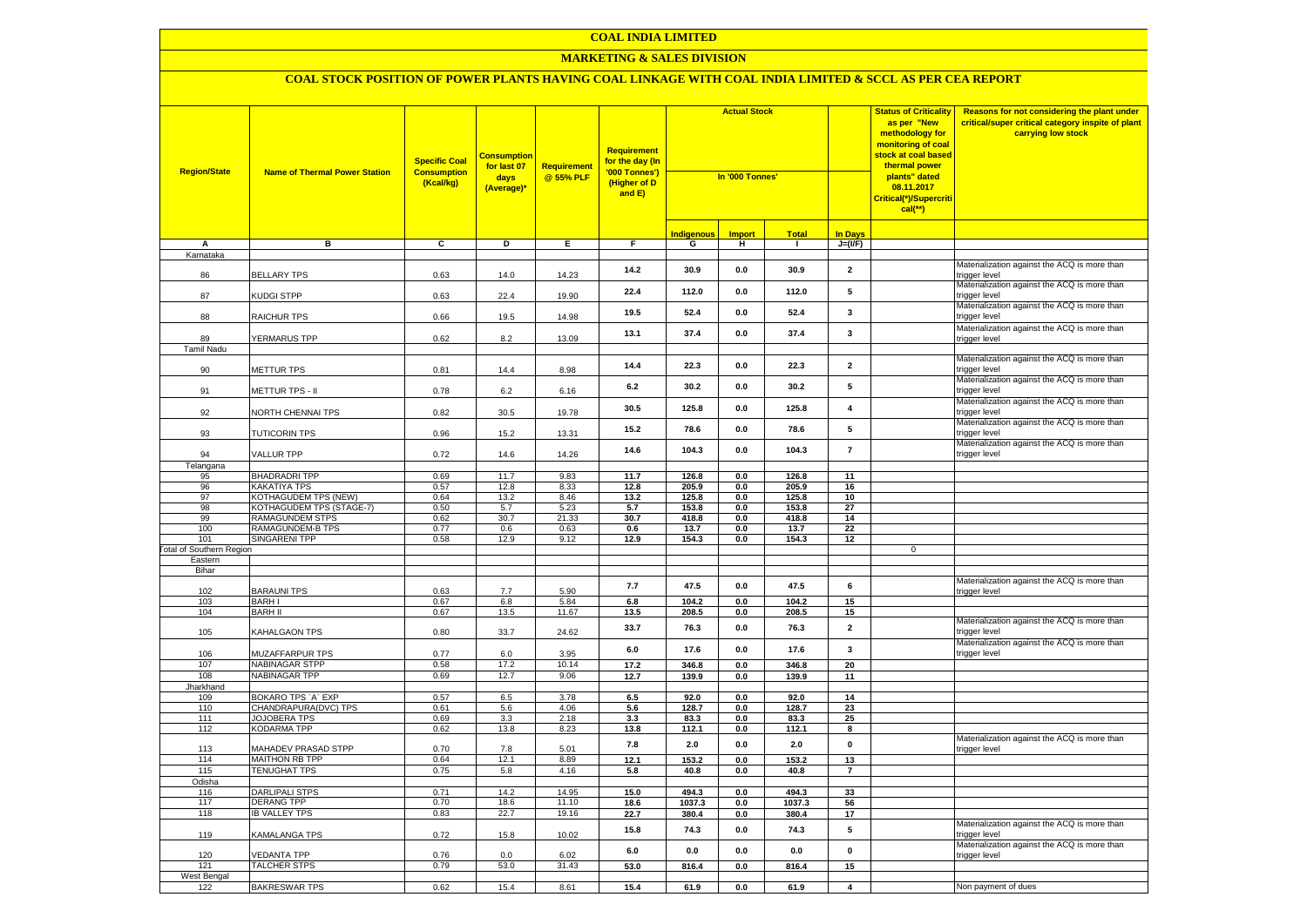# COAL INDIA LIMITED

## MARKETING & SALES DIVISION

### COAL STOCK POSITION OF POWER PLANTS HAVING COAL LINKAGE WITH COAL INDIA LIMITED & SCCL AS PER CEA REPORT

| Region/State | Name of Thermal Power Station | Specific Coal Consumption (Kcal/kg) | Consumption for last 07 days (Average)* | Requirement @ 55% PLF | Requirement for the day (In '000 Tonnes') (Higher of D and E) | Actual Stock In '000 Tonnes' | | | | Status of Criticality as per "New methodology for monitoring of coal stock at coal based thermal power plants" dated 08.11.2017 Critical(*)/Supercritical(**) | Reasons for not considering the plant under critical/super critical category inspite of plant carrying low stock |
|---|---|---|---|---|---|---|---|---|---|---|---|
| | | | | | | Indigenous | Import | Total | In Days | | |
| A | B | C | D | E | F | G | H | I | J=(I/F) | | |
| Karnataka | | | | | | | | | | | |
| 86 | BELLARY TPS | 0.63 | 14.0 | 14.23 | 14.2 | 30.9 | 0.0 | 30.9 | 2 | | Materialization against the ACQ is more than trigger level |
| 87 | KUDGI STPP | 0.63 | 22.4 | 19.90 | 22.4 | 112.0 | 0.0 | 112.0 | 5 | | Materialization against the ACQ is more than trigger level |
| 88 | RAICHUR TPS | 0.66 | 19.5 | 14.98 | 19.5 | 52.4 | 0.0 | 52.4 | 3 | | Materialization against the ACQ is more than trigger level |
| 89 | YERMARUS TPP | 0.62 | 8.2 | 13.09 | 13.1 | 37.4 | 0.0 | 37.4 | 3 | | Materialization against the ACQ is more than trigger level |
| Tamil Nadu | | | | | | | | | | | |
| 90 | METTUR TPS | 0.81 | 14.4 | 8.98 | 14.4 | 22.3 | 0.0 | 22.3 | 2 | | Materialization against the ACQ is more than trigger level |
| 91 | METTUR TPS - II | 0.78 | 6.2 | 6.16 | 6.2 | 30.2 | 0.0 | 30.2 | 5 | | Materialization against the ACQ is more than trigger level |
| 92 | NORTH CHENNAI TPS | 0.82 | 30.5 | 19.78 | 30.5 | 125.8 | 0.0 | 125.8 | 4 | | Materialization against the ACQ is more than trigger level |
| 93 | TUTICORIN TPS | 0.96 | 15.2 | 13.31 | 15.2 | 78.6 | 0.0 | 78.6 | 5 | | Materialization against the ACQ is more than trigger level |
| 94 | VALLUR TPP | 0.72 | 14.6 | 14.26 | 14.6 | 104.3 | 0.0 | 104.3 | 7 | | Materialization against the ACQ is more than trigger level |
| Telangana | | | | | | | | | | | |
| 95 | BHADRADRI TPP | 0.69 | 11.7 | 9.83 | 11.7 | 126.8 | 0.0 | 126.8 | 11 | | |
| 96 | KAKATIYA TPS | 0.57 | 12.8 | 8.33 | 12.8 | 205.9 | 0.0 | 205.9 | 16 | | |
| 97 | KOTHAGUDEM TPS (NEW) | 0.64 | 13.2 | 8.46 | 13.2 | 125.8 | 0.0 | 125.8 | 10 | | |
| 98 | KOTHAGUDEM TPS (STAGE-7) | 0.50 | 5.7 | 5.23 | 5.7 | 153.8 | 0.0 | 153.8 | 27 | | |
| 99 | RAMAGUNDEM STPS | 0.62 | 30.7 | 21.33 | 30.7 | 418.8 | 0.0 | 418.8 | 14 | | |
| 100 | RAMAGUNDEM-B TPS | 0.77 | 0.6 | 0.63 | 0.6 | 13.7 | 0.0 | 13.7 | 22 | | |
| 101 | SINGARENI TPP | 0.58 | 12.9 | 9.12 | 12.9 | 154.3 | 0.0 | 154.3 | 12 | | |
| Total of Southern Region | | | | | | | | | | 0 | |
| Eastern | | | | | | | | | | | |
| Bihar | | | | | | | | | | | |
| 102 | BARAUNI TPS | 0.63 | 7.7 | 5.90 | 7.7 | 47.5 | 0.0 | 47.5 | 6 | | Materialization against the ACQ is more than trigger level |
| 103 | BARH I | 0.67 | 6.8 | 5.84 | 6.8 | 104.2 | 0.0 | 104.2 | 15 | | |
| 104 | BARH II | 0.67 | 13.5 | 11.67 | 13.5 | 208.5 | 0.0 | 208.5 | 15 | | |
| 105 | KAHALGAON TPS | 0.80 | 33.7 | 24.62 | 33.7 | 76.3 | 0.0 | 76.3 | 2 | | Materialization against the ACQ is more than trigger level |
| 106 | MUZAFFARPUR TPS | 0.77 | 6.0 | 3.95 | 6.0 | 17.6 | 0.0 | 17.6 | 3 | | Materialization against the ACQ is more than trigger level |
| 107 | NABINAGAR STPP | 0.58 | 17.2 | 10.14 | 17.2 | 346.8 | 0.0 | 346.8 | 20 | | |
| 108 | NABINAGAR TPP | 0.69 | 12.7 | 9.06 | 12.7 | 139.9 | 0.0 | 139.9 | 11 | | |
| Jharkhand | | | | | | | | | | | |
| 109 | BOKARO TPS `A` EXP | 0.57 | 6.5 | 3.78 | 6.5 | 92.0 | 0.0 | 92.0 | 14 | | |
| 110 | CHANDRAPURA(DVC) TPS | 0.61 | 5.6 | 4.06 | 5.6 | 128.7 | 0.0 | 128.7 | 23 | | |
| 111 | JOJOBERA TPS | 0.69 | 3.3 | 2.18 | 3.3 | 83.3 | 0.0 | 83.3 | 25 | | |
| 112 | KODARMA TPP | 0.62 | 13.8 | 8.23 | 13.8 | 112.1 | 0.0 | 112.1 | 8 | | |
| 113 | MAHADEV PRASAD STPP | 0.70 | 7.8 | 5.01 | 7.8 | 2.0 | 0.0 | 2.0 | 0 | | Materialization against the ACQ is more than trigger level |
| 114 | MAITHON RB TPP | 0.64 | 12.1 | 8.89 | 12.1 | 153.2 | 0.0 | 153.2 | 13 | | |
| 115 | TENUGHAT TPS | 0.75 | 5.8 | 4.16 | 5.8 | 40.8 | 0.0 | 40.8 | 7 | | |
| Odisha | | | | | | | | | | | |
| 116 | DARLIPALI STPS | 0.71 | 14.2 | 14.95 | 15.0 | 494.3 | 0.0 | 494.3 | 33 | | |
| 117 | DERANG TPP | 0.70 | 18.6 | 11.10 | 18.6 | 1037.3 | 0.0 | 1037.3 | 56 | | |
| 118 | IB VALLEY TPS | 0.83 | 22.7 | 19.16 | 22.7 | 380.4 | 0.0 | 380.4 | 17 | | |
| 119 | KAMALANGA TPS | 0.72 | 15.8 | 10.02 | 15.8 | 74.3 | 0.0 | 74.3 | 5 | | Materialization against the ACQ is more than trigger level |
| 120 | VEDANTA TPP | 0.76 | 0.0 | 6.02 | 6.0 | 0.0 | 0.0 | 0.0 | 0 | | Materialization against the ACQ is more than trigger level |
| 121 | TALCHER STPS | 0.79 | 53.0 | 31.43 | 53.0 | 816.4 | 0.0 | 816.4 | 15 | | |
| West Bengal | | | | | | | | | | | |
| 122 | BAKRESWAR TPS | 0.62 | 15.4 | 8.61 | 15.4 | 61.9 | 0.0 | 61.9 | 4 | | Non payment of dues |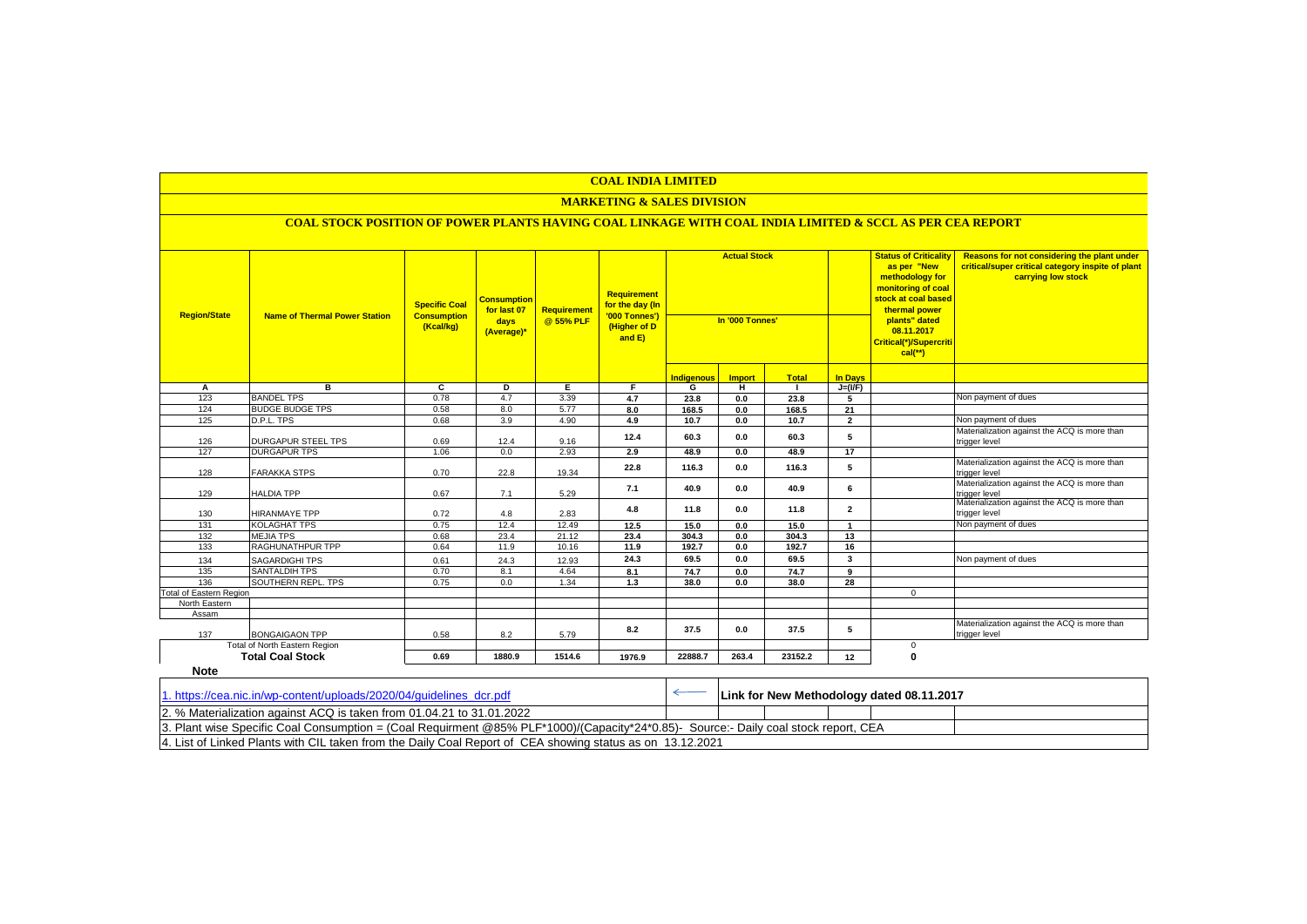# COAL INDIA LIMITED

## MARKETING & SALES DIVISION

### COAL STOCK POSITION OF POWER PLANTS HAVING COAL LINKAGE WITH COAL INDIA LIMITED & SCCL AS PER CEA REPORT

| Region/State | Name of Thermal Power Station | Specific Coal Consumption (Kcal/kg) | Consumption for last 07 days (Average)* | Requirement @ 55% PLF | Requirement for the day (In '000 Tonnes') (Higher of D and E) | Actual Stock In '000 Tonnes' | | | | Status of Criticality as per "New methodology for monitoring of coal stock at coal based thermal power plants" dated 08.11.2017 Critical(*)/Supercritical(**) | Reasons for not considering the plant under critical/super critical category inspite of plant carrying low stock |
|---|---|---|---|---|---|---|---|---|---|---|---|
| | | | | | | Indigenous | Import | Total | In Days | | |
| A | B | C | D | E | F | G | H | I | J=(I/F) | | |
| 123 | BANDEL TPS | 0.78 | 4.7 | 3.39 | 4.7 | 23.8 | 0.0 | 23.8 | 5 | | Non payment of dues |
| 124 | BUDGE BUDGE TPS | 0.58 | 8.0 | 5.77 | 8.0 | 168.5 | 0.0 | 168.5 | 21 | | |
| 125 | D.P.L. TPS | 0.68 | 3.9 | 4.90 | 4.9 | 10.7 | 0.0 | 10.7 | 2 | | Non payment of dues |
| 126 | DURGAPUR STEEL TPS | 0.69 | 12.4 | 9.16 | 12.4 | 60.3 | 0.0 | 60.3 | 5 | | Materialization against the ACQ is more than trigger level |
| 127 | DURGAPUR TPS | 1.06 | 0.0 | 2.93 | 2.9 | 48.9 | 0.0 | 48.9 | 17 | | |
| 128 | FARAKKA STPS | 0.70 | 22.8 | 19.34 | 22.8 | 116.3 | 0.0 | 116.3 | 5 | | Materialization against the ACQ is more than trigger level |
| 129 | HALDIA TPP | 0.67 | 7.1 | 5.29 | 7.1 | 40.9 | 0.0 | 40.9 | 6 | | Materialization against the ACQ is more than trigger level |
| 130 | HIRANMAYE TPP | 0.72 | 4.8 | 2.83 | 4.8 | 11.8 | 0.0 | 11.8 | 2 | | Materialization against the ACQ is more than trigger level |
| 131 | KOLAGHAT TPS | 0.75 | 12.4 | 12.49 | 12.5 | 15.0 | 0.0 | 15.0 | 1 | | Non payment of dues |
| 132 | MEJIA TPS | 0.68 | 23.4 | 21.12 | 23.4 | 304.3 | 0.0 | 304.3 | 13 | | |
| 133 | RAGHUNATHPUR TPP | 0.64 | 11.9 | 10.16 | 11.9 | 192.7 | 0.0 | 192.7 | 16 | | |
| 134 | SAGARDIGHI TPS | 0.61 | 24.3 | 12.93 | 24.3 | 69.5 | 0.0 | 69.5 | 3 | | Non payment of dues |
| 135 | SANTALDIH TPS | 0.70 | 8.1 | 4.64 | 8.1 | 74.7 | 0.0 | 74.7 | 9 | | |
| 136 | SOUTHERN REPL. TPS | 0.75 | 0.0 | 1.34 | 1.3 | 38.0 | 0.0 | 38.0 | 28 | | |
| Total of Eastern Region | | | | | | | | | | 0 | |
| North Eastern | | | | | | | | | | | |
| Assam | | | | | | | | | | | |
| 137 | BONGAIGAON TPP | 0.58 | 8.2 | 5.79 | 8.2 | 37.5 | 0.0 | 37.5 | 5 | | Materialization against the ACQ is more than trigger level |
| | Total of North Eastern Region | | | | | | | | | 0 | |
| | **Total Coal Stock** | 0.69 | 1880.9 | 1514.6 | 1976.9 | 22888.7 | 263.4 | 23152.2 | 12 | 0 | |

**Note**

1. https://cea.nic.in/wp-content/uploads/2020/04/guidelines_dcr.pdf ← **Link for New Methodology dated 08.11.2017**
2. % Materialization against ACQ is taken from 01.04.21 to 31.01.2022
3. Plant wise Specific Coal Consumption = (Coal Requirment @85% PLF*1000)/(Capacity*24*0.85)- Source:- Daily coal stock report, CEA
4. List of Linked Plants with CIL taken from the Daily Coal Report of CEA showing status as on 13.12.2021